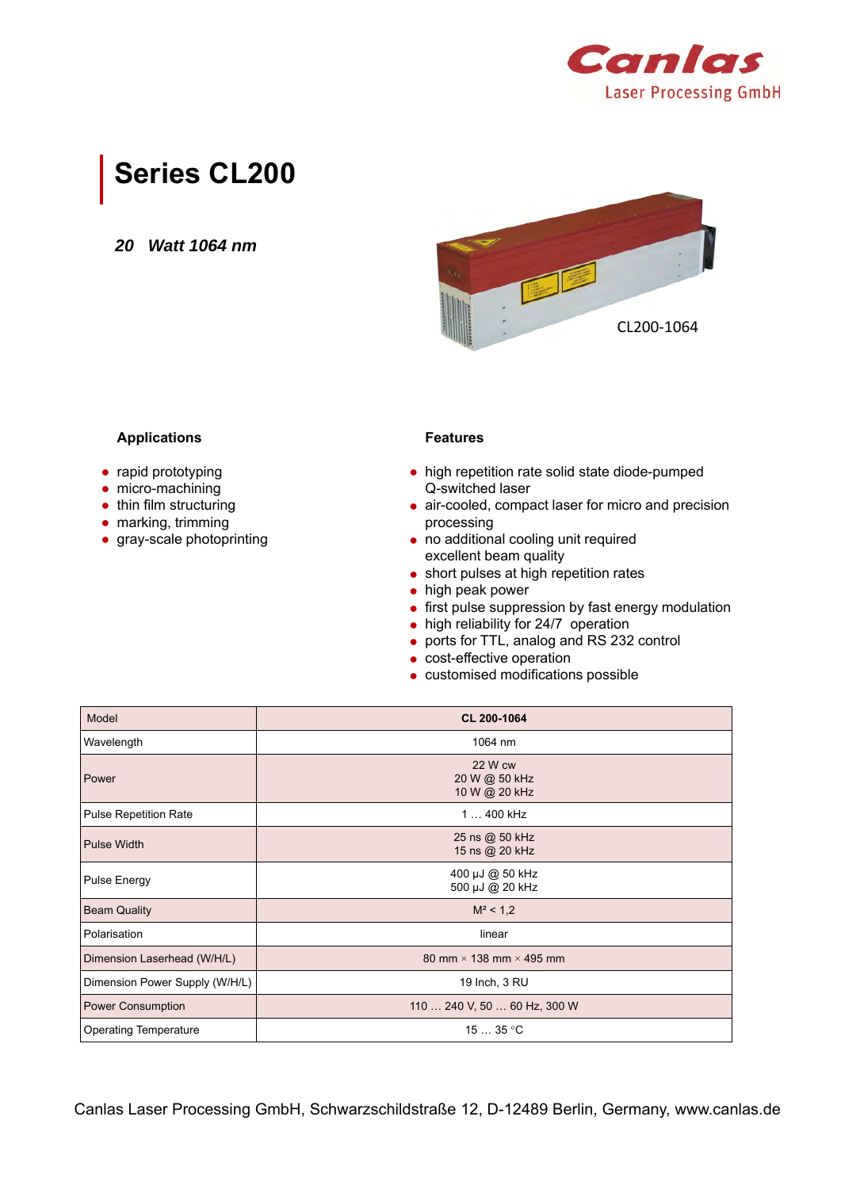Canlas
Laser Processing GmbH

# Series CL200

***20 Watt 1064 nm***

CL200-1064

### Applications

- rapid prototyping
- micro-machining
- thin film structuring
- marking, trimming
- gray-scale photoprinting

### Features

- high repetition rate solid state diode-pumped Q-switched laser
- air-cooled, compact laser for micro and precision processing
- no additional cooling unit required excellent beam quality
- short pulses at high repetition rates
- high peak power
- first pulse suppression by fast energy modulation
- high reliability for 24/7 operation
- ports for TTL, analog and RS 232 control
- cost-effective operation
- customised modifications possible

| Model | **CL 200-1064** |
|---|---|
| Wavelength | 1064 nm |
| Power | 22 W cw<br>20 W @ 50 kHz<br>10 W @ 20 kHz |
| Pulse Repetition Rate | 1 … 400 kHz |
| Pulse Width | 25 ns @ 50 kHz<br>15 ns @ 20 kHz |
| Pulse Energy | 400 µJ @ 50 kHz<br>500 µJ @ 20 kHz |
| Beam Quality | $M^2 < 1{,}2$ |
| Polarisation | linear |
| Dimension Laserhead (W/H/L) | 80 mm × 138 mm × 495 mm |
| Dimension Power Supply (W/H/L) | 19 Inch, 3 RU |
| Power Consumption | 110 … 240 V, 50 … 60 Hz, 300 W |
| Operating Temperature | 15 … 35 °C |

Canlas Laser Processing GmbH, Schwarzschildstraße 12, D-12489 Berlin, Germany, www.canlas.de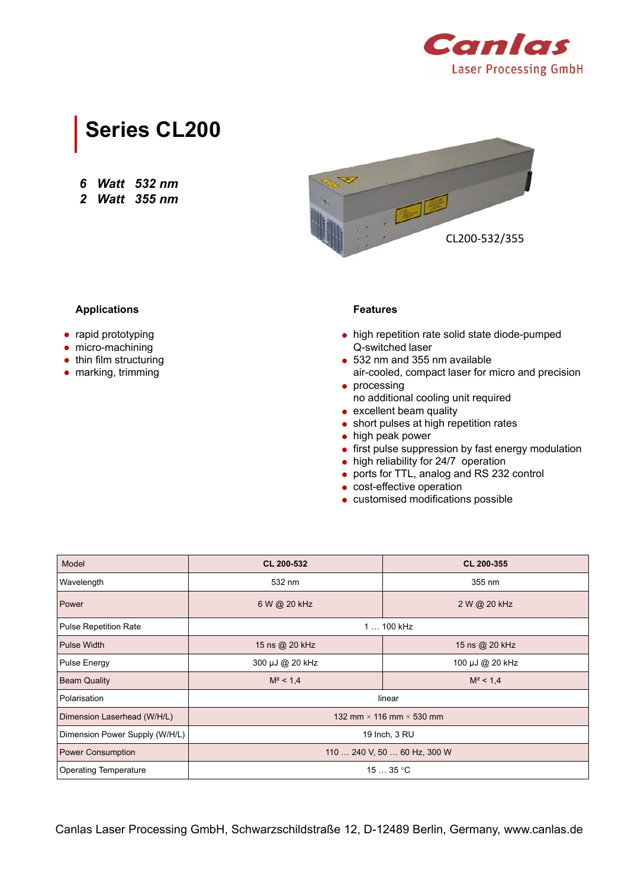# Series CL200

***6 Watt 532 nm***
***2 Watt 355 nm***

CL200-532/355

### Applications

- rapid prototyping
- micro-machining
- thin film structuring
- marking, trimming

### Features

- high repetition rate solid state diode-pumped Q-switched laser
- 532 nm and 355 nm available
  air-cooled, compact laser for micro and precision
- processing
  no additional cooling unit required
- excellent beam quality
- short pulses at high repetition rates
- high peak power
- first pulse suppression by fast energy modulation
- high reliability for 24/7 operation
- ports for TTL, analog and RS 232 control
- cost-effective operation
- customised modifications possible

| Model | CL 200-532 | CL 200-355 |
|---|---|---|
| Wavelength | 532 nm | 355 nm |
| Power | 6 W @ 20 kHz | 2 W @ 20 kHz |
| Pulse Repetition Rate | 1 … 100 kHz | |
| Pulse Width | 15 ns @ 20 kHz | 15 ns @ 20 kHz |
| Pulse Energy | 300 µJ @ 20 kHz | 100 µJ @ 20 kHz |
| Beam Quality | $M^2 < 1{,}4$ | $M^2 < 1{,}4$ |
| Polarisation | linear | |
| Dimension Laserhead (W/H/L) | 132 mm × 116 mm × 530 mm | |
| Dimension Power Supply (W/H/L) | 19 Inch, 3 RU | |
| Power Consumption | 110 … 240 V, 50 … 60 Hz, 300 W | |
| Operating Temperature | 15 … 35 °C | |

Canlas Laser Processing GmbH, Schwarzschildstraße 12, D-12489 Berlin, Germany, www.canlas.de